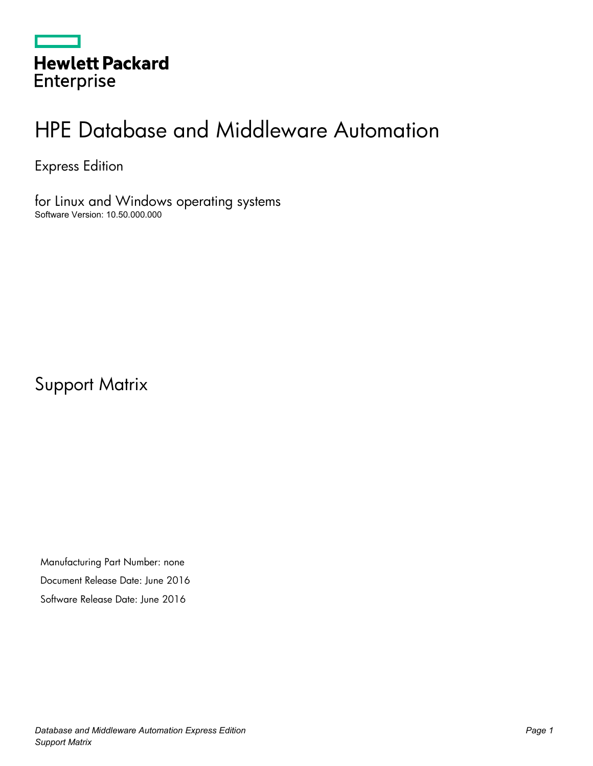Hewlett Packard Enterprise

# HPE Database and Middleware Automation

Express Edition

for Linux and Windows operating systems

Software Version: 10.50.000.000

## Support Matrix

Manufacturing Part Number: none

Document Release Date: June 2016

Software Release Date: June 2016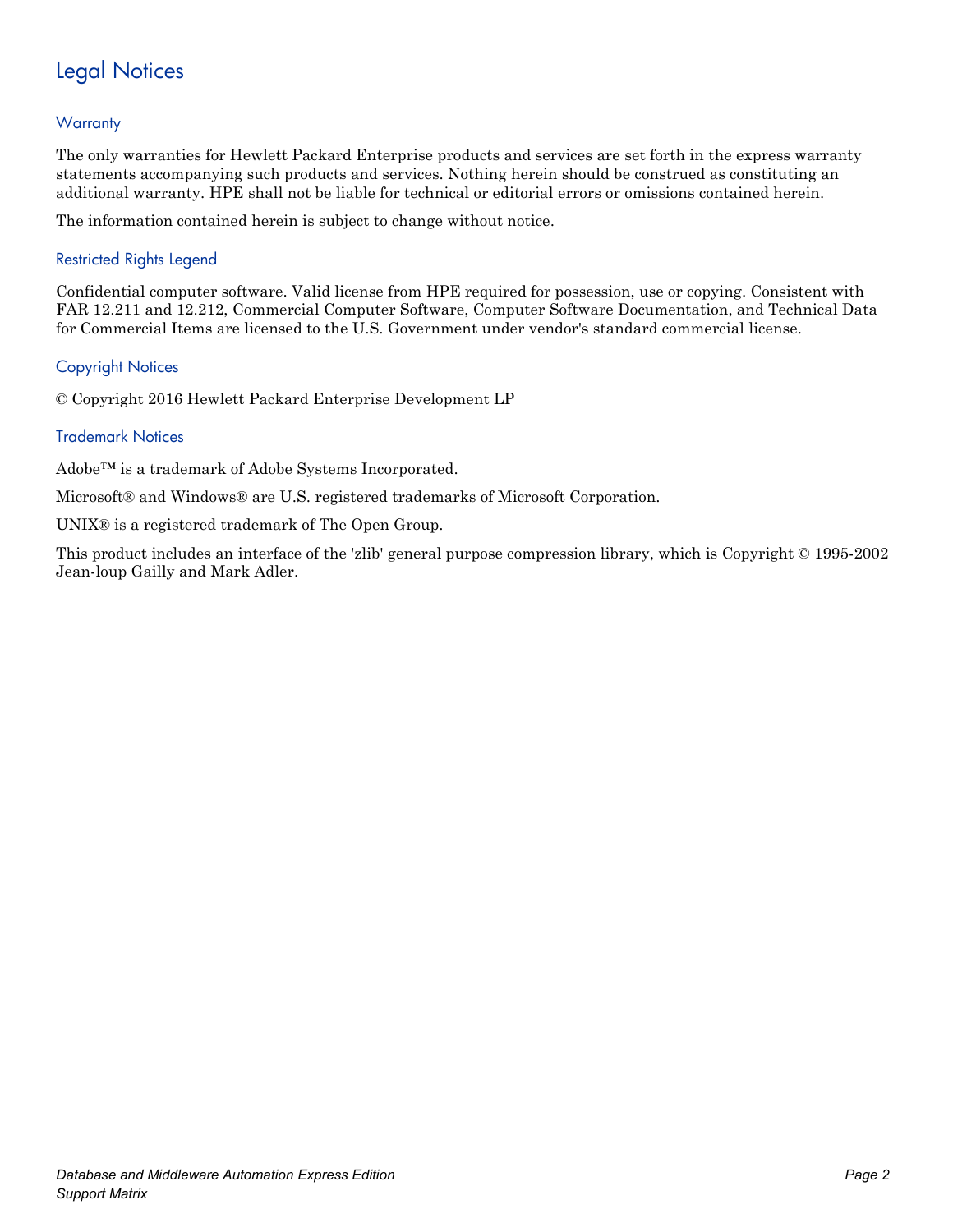# Legal Notices

## Warranty

The only warranties for Hewlett Packard Enterprise products and services are set forth in the express warranty statements accompanying such products and services. Nothing herein should be construed as constituting an additional warranty. HPE shall not be liable for technical or editorial errors or omissions contained herein.

The information contained herein is subject to change without notice.

## Restricted Rights Legend

Confidential computer software. Valid license from HPE required for possession, use or copying. Consistent with FAR 12.211 and 12.212, Commercial Computer Software, Computer Software Documentation, and Technical Data for Commercial Items are licensed to the U.S. Government under vendor's standard commercial license.

## Copyright Notices

© Copyright 2016 Hewlett Packard Enterprise Development LP

## Trademark Notices

Adobe™ is a trademark of Adobe Systems Incorporated.

Microsoft® and Windows® are U.S. registered trademarks of Microsoft Corporation.

UNIX® is a registered trademark of The Open Group.

This product includes an interface of the 'zlib' general purpose compression library, which is Copyright © 1995-2002 Jean-loup Gailly and Mark Adler.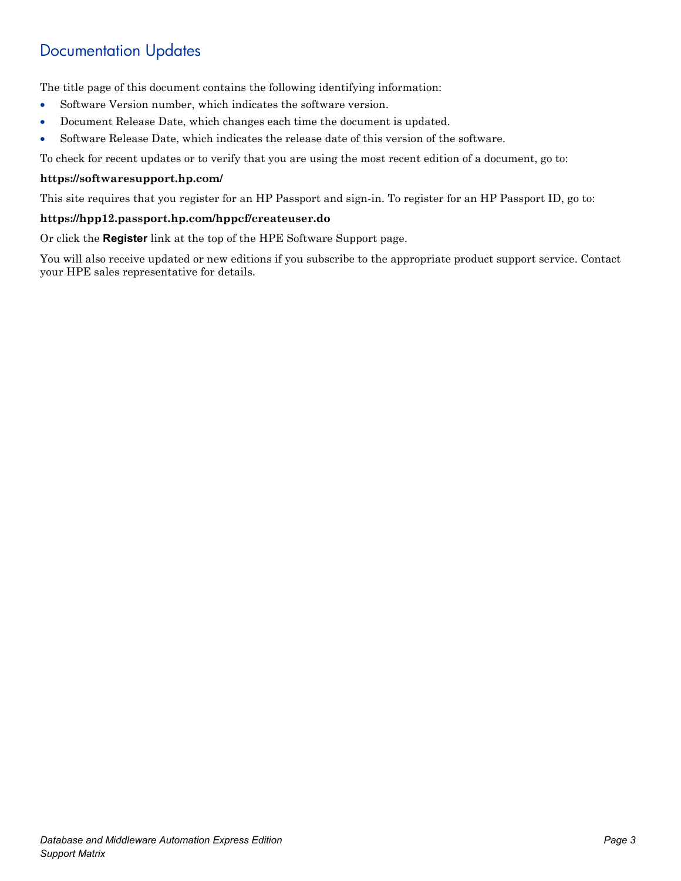# Documentation Updates

The title page of this document contains the following identifying information:

- Software Version number, which indicates the software version.
- Document Release Date, which changes each time the document is updated.
- Software Release Date, which indicates the release date of this version of the software.

To check for recent updates or to verify that you are using the most recent edition of a document, go to:

**https://softwaresupport.hp.com/**

This site requires that you register for an HP Passport and sign-in. To register for an HP Passport ID, go to:

**https://hpp12.passport.hp.com/hppcf/createuser.do**

Or click the **Register** link at the top of the HPE Software Support page.

You will also receive updated or new editions if you subscribe to the appropriate product support service. Contact your HPE sales representative for details.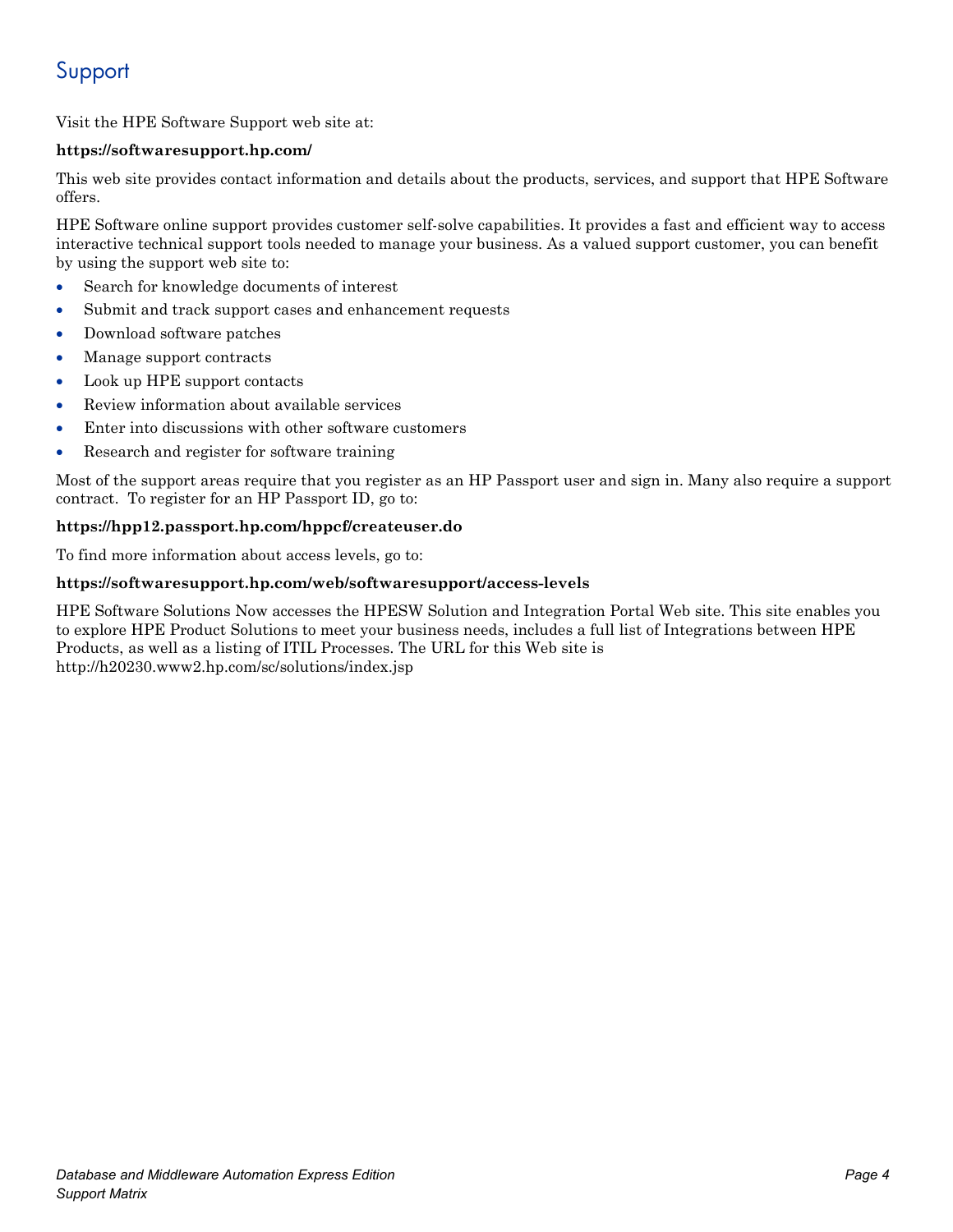# Support

Visit the HPE Software Support web site at:

**https://softwaresupport.hp.com/**

This web site provides contact information and details about the products, services, and support that HPE Software offers.

HPE Software online support provides customer self-solve capabilities. It provides a fast and efficient way to access interactive technical support tools needed to manage your business. As a valued support customer, you can benefit by using the support web site to:

- Search for knowledge documents of interest
- Submit and track support cases and enhancement requests
- Download software patches
- Manage support contracts
- Look up HPE support contacts
- Review information about available services
- Enter into discussions with other software customers
- Research and register for software training

Most of the support areas require that you register as an HP Passport user and sign in. Many also require a support contract. To register for an HP Passport ID, go to:

**https://hpp12.passport.hp.com/hppcf/createuser.do**

To find more information about access levels, go to:

**https://softwaresupport.hp.com/web/softwaresupport/access-levels**

HPE Software Solutions Now accesses the HPESW Solution and Integration Portal Web site. This site enables you to explore HPE Product Solutions to meet your business needs, includes a full list of Integrations between HPE Products, as well as a listing of ITIL Processes. The URL for this Web site is http://h20230.www2.hp.com/sc/solutions/index.jsp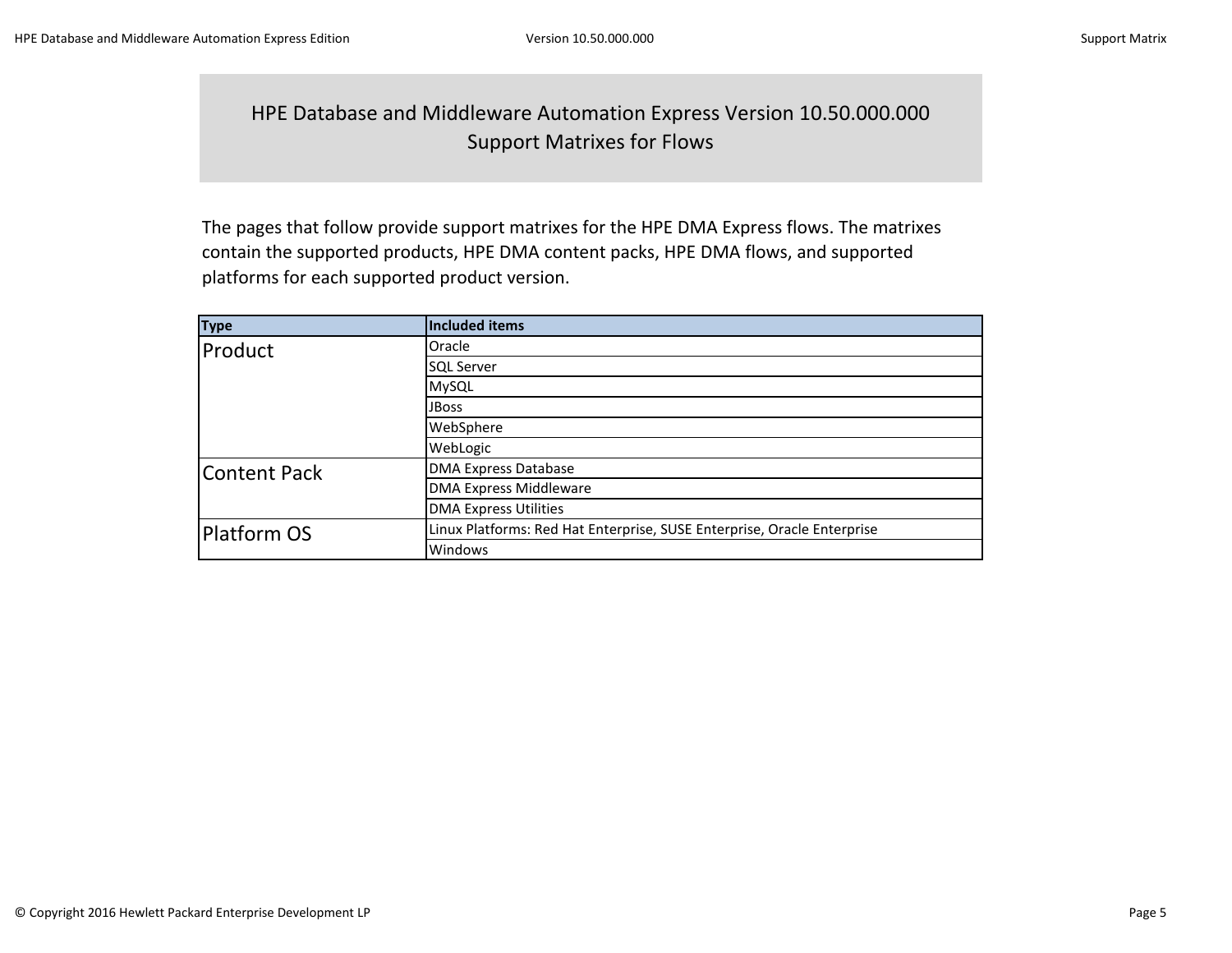# HPE Database and Middleware Automation Express Version 10.50.000.000 Support Matrixes for Flows

The pages that follow provide support matrixes for the HPE DMA Express flows. The matrixes contain the supported products, HPE DMA content packs, HPE DMA flows, and supported platforms for each supported product version.

| Type | Included items |
|---|---|
| Product | Oracle |
| | SQL Server |
| | MySQL |
| | JBoss |
| | WebSphere |
| | WebLogic |
| Content Pack | DMA Express Database |
| | DMA Express Middleware |
| | DMA Express Utilities |
| Platform OS | Linux Platforms: Red Hat Enterprise, SUSE Enterprise, Oracle Enterprise |
| | Windows |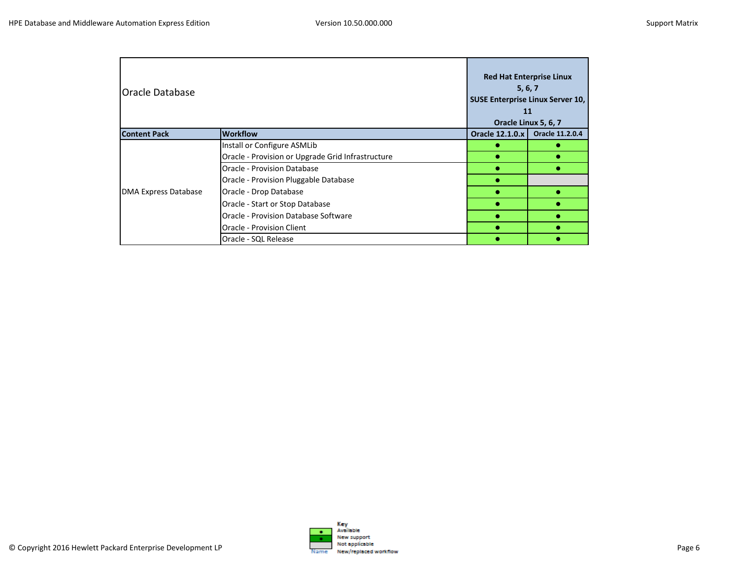| Oracle Database | | Red Hat Enterprise Linux 5, 6, 7<br>SUSE Enterprise Linux Server 10, 11<br>Oracle Linux 5, 6, 7 | |
|---|---|---|---|
| **Content Pack** | **Workflow** | **Oracle 12.1.0.x** | **Oracle 11.2.0.4** |
| DMA Express Database | Install or Configure ASMLib | ● | ● |
| | Oracle - Provision or Upgrade Grid Infrastructure | ● | ● |
| | Oracle - Provision Database | ● | ● |
| | Oracle - Provision Pluggable Database | ● | |
| | Oracle - Drop Database | ● | ● |
| | Oracle - Start or Stop Database | ● | ● |
| | Oracle - Provision Database Software | ● | ● |
| | Oracle - Provision Client | ● | ● |
| | Oracle - SQL Release | ● | ● |

**Key**

- ● Available
- ● New support
- Not applicable
- Name: New/replaced workflow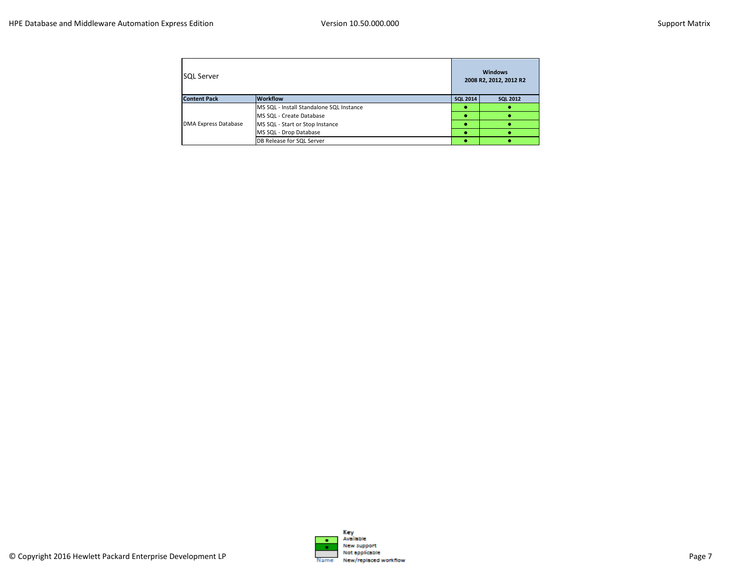| SQL Server | | Windows 2008 R2, 2012, 2012 R2 | |
|---|---|---|---|
| **Content Pack** | **Workflow** | **SQL 2014** | **SQL 2012** |
| DMA Express Database | MS SQL - Install Standalone SQL Instance | ● | ● |
| | MS SQL - Create Database | ● | ● |
| | MS SQL - Start or Stop Instance | ● | ● |
| | MS SQL - Drop Database | ● | ● |
| | DB Release for SQL Server | ● | ● |

**Key**

| | |
|---|---|
| ● | Available |
| ● | New support |
| | Not applicable |
| Name | New/replaced workflow |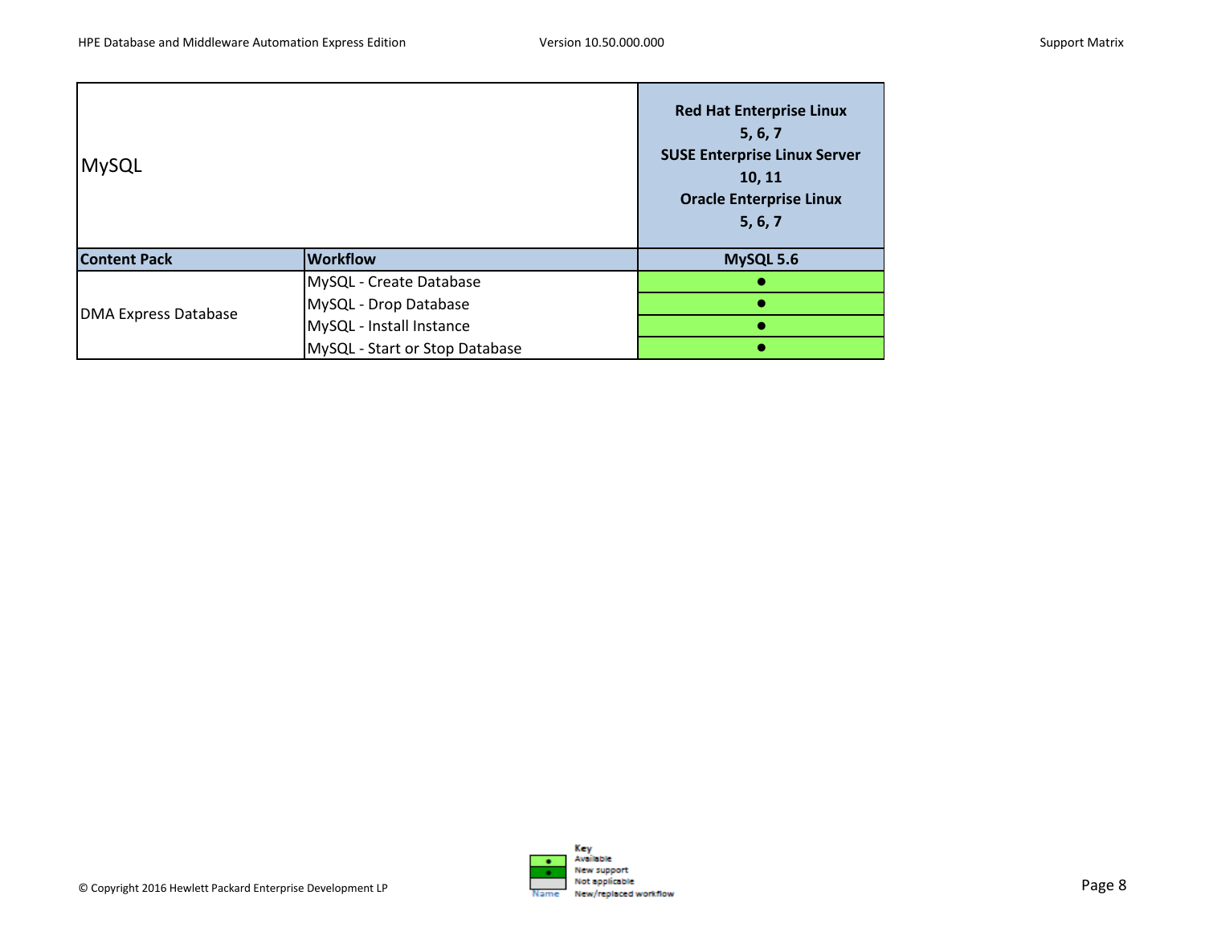| MySQL | | Red Hat Enterprise Linux 5, 6, 7<br>SUSE Enterprise Linux Server 10, 11<br>Oracle Enterprise Linux 5, 6, 7 |
|---|---|---|
| **Content Pack** | **Workflow** | **MySQL 5.6** |
| DMA Express Database | MySQL - Create Database | ● |
| | MySQL - Drop Database | ● |
| | MySQL - Install Instance | ● |
| | MySQL - Start or Stop Database | ● |

**Key**
- ● Available
- ● New support
- Not applicable
- Name: New/replaced workflow

© Copyright 2016 Hewlett Packard Enterprise Development LP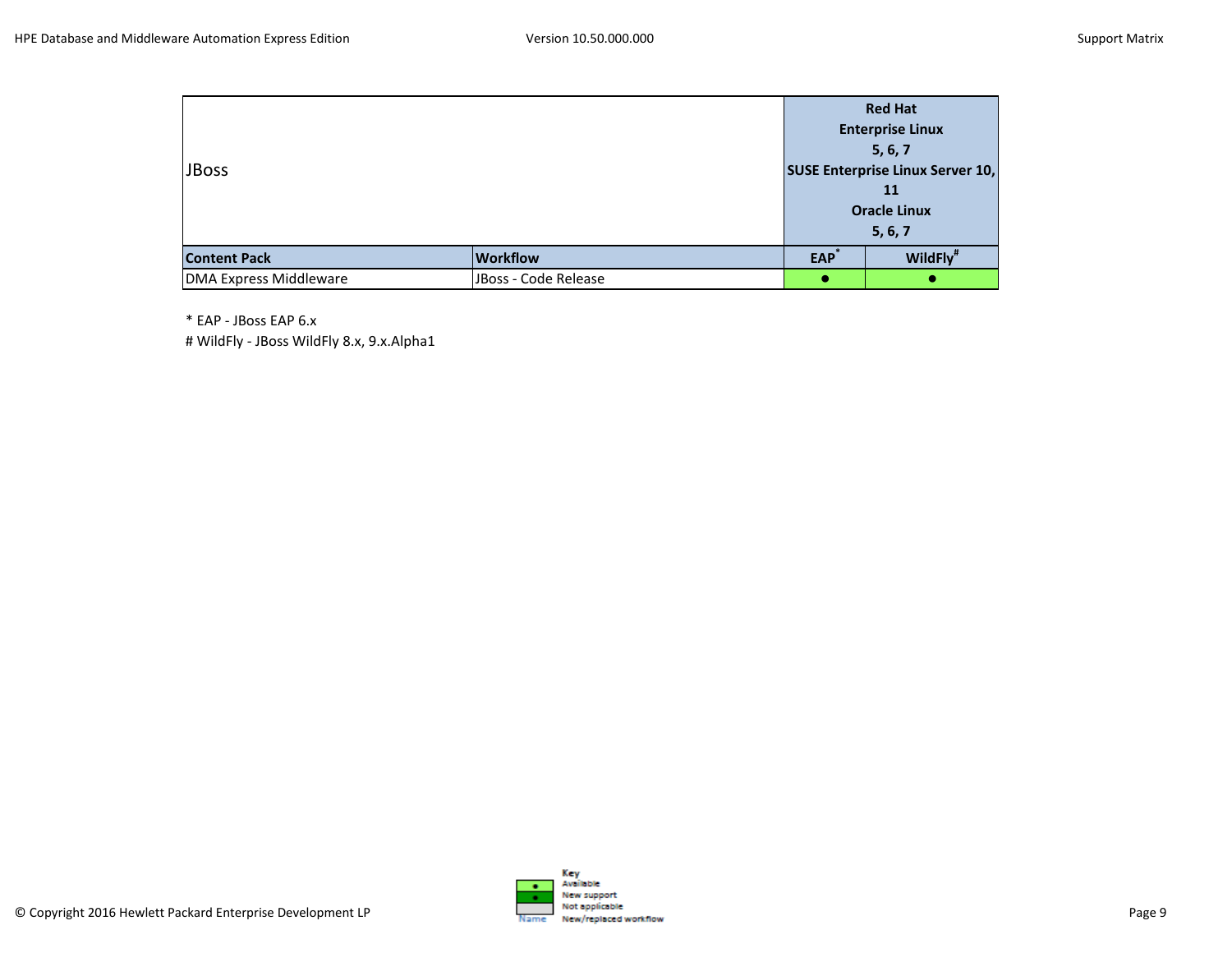| JBoss | | Red Hat Enterprise Linux 5, 6, 7 SUSE Enterprise Linux Server 10, 11 Oracle Linux 5, 6, 7 | |
|---|---|---|---|
| **Content Pack** | **Workflow** | **EAP*** | **WildFly#** |
| DMA Express Middleware | JBoss - Code Release | ● | ● |

\* EAP - JBoss EAP 6.x

\# WildFly - JBoss WildFly 8.x, 9.x.Alpha1

Key

| | |
|---|---|
| ● | Available |
| ● | New support |
| | Not applicable |
| Name | New/replaced workflow |

© Copyright 2016 Hewlett Packard Enterprise Development LP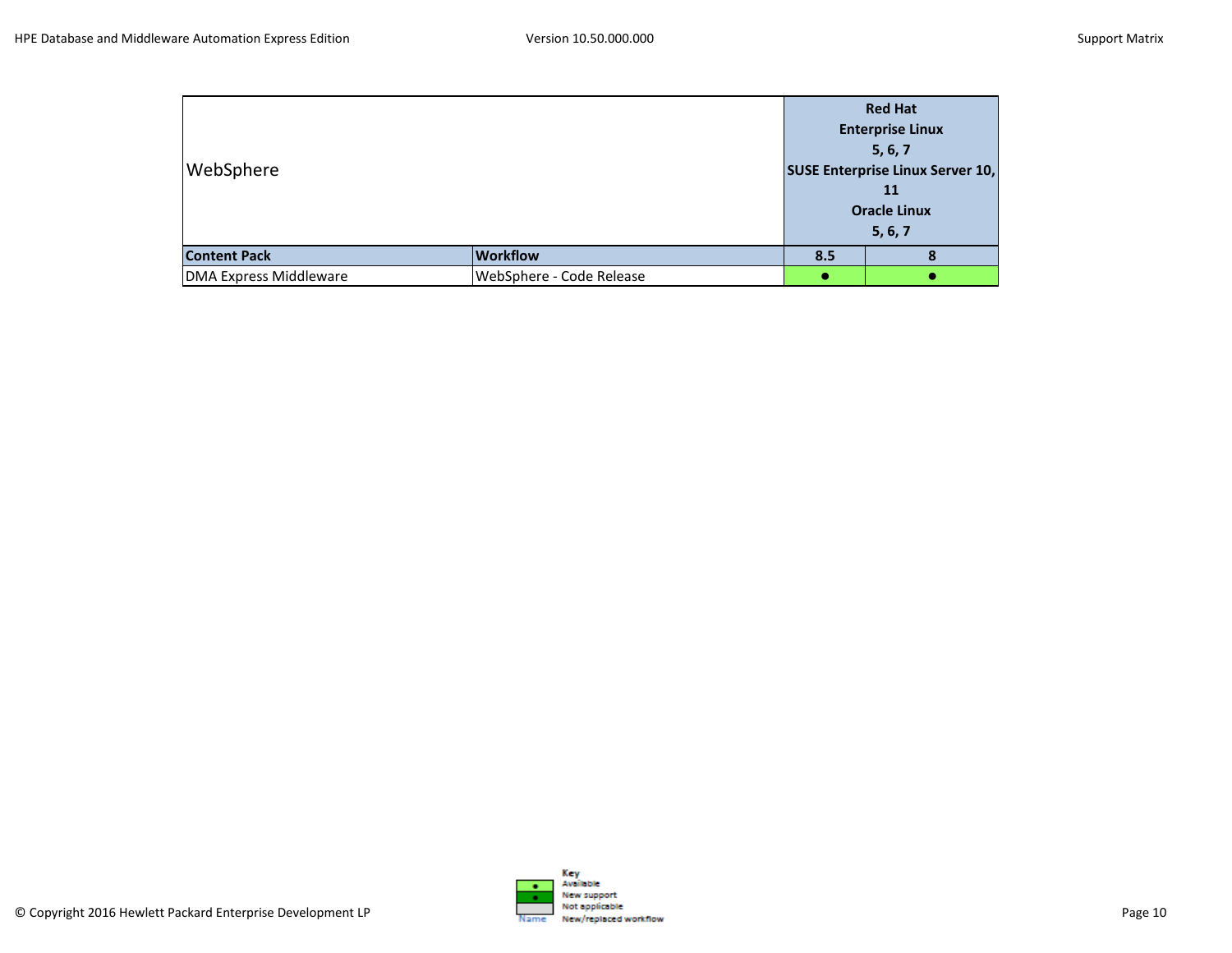| WebSphere | | Red Hat Enterprise Linux 5, 6, 7 SUSE Enterprise Linux Server 10, 11 Oracle Linux 5, 6, 7 | |
|---|---|---|---|
| **Content Pack** | **Workflow** | **8.5** | **8** |
| DMA Express Middleware | WebSphere - Code Release | ● | ● |

Key

| Symbol | Meaning |
|---|---|
| ● | Available |
| ● | New support |
| | Not applicable |
| Name | New/replaced workflow |

© Copyright 2016 Hewlett Packard Enterprise Development LP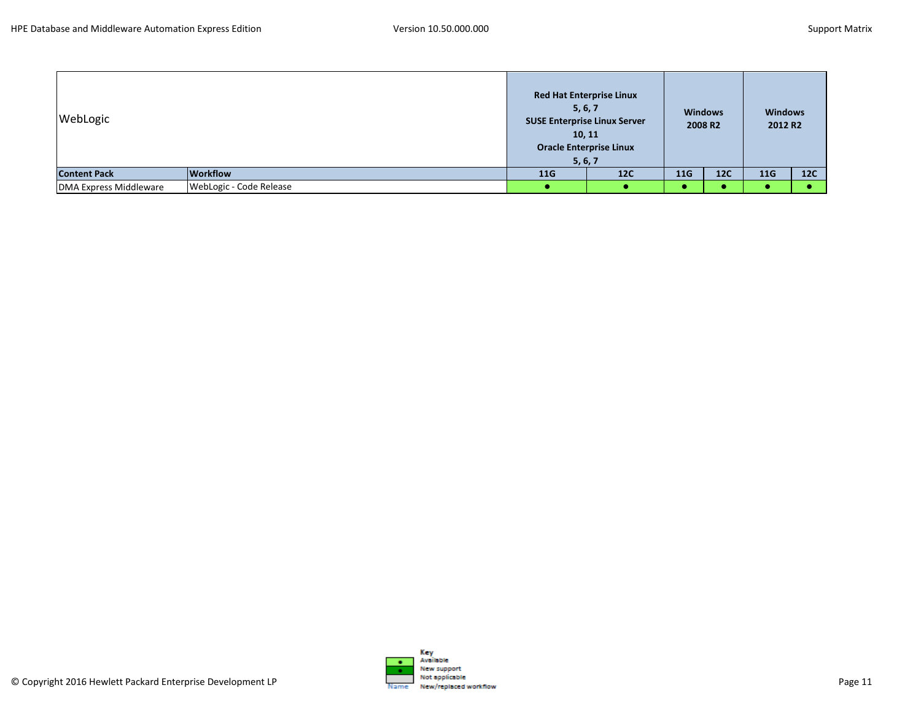| WebLogic | | Red Hat Enterprise Linux 5, 6, 7 SUSE Enterprise Linux Server 10, 11 Oracle Enterprise Linux 5, 6, 7 | | Windows 2008 R2 | | Windows 2012 R2 | |
|---|---|---|---|---|---|---|---|
| **Content Pack** | **Workflow** | **11G** | **12C** | **11G** | **12C** | **11G** | **12C** |
| DMA Express Middleware | WebLogic - Code Release | ● | ● | ● | ● | ● | ● |

**Key**

- ● Available
- ● New support
- Not applicable
- Name: New/replaced workflow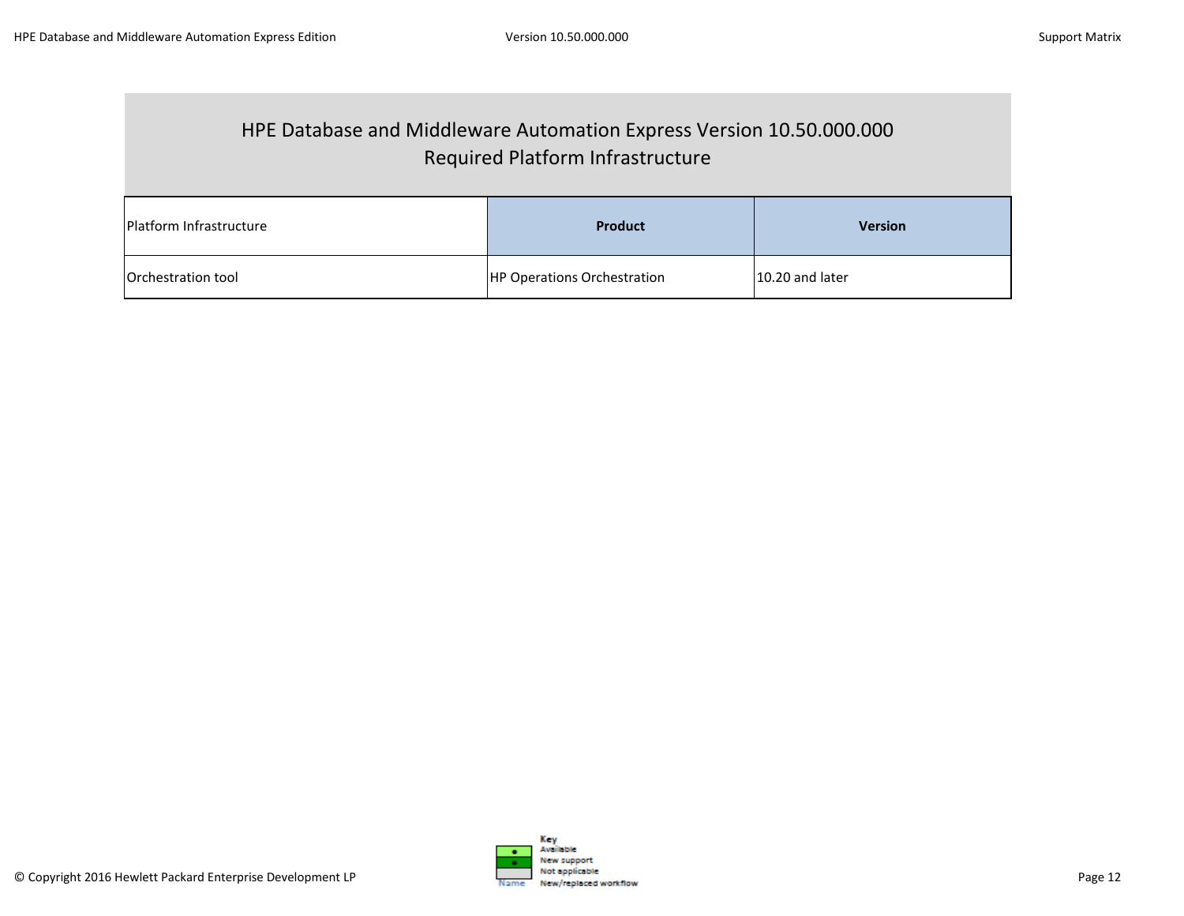# HPE Database and Middleware Automation Express Version 10.50.000.000
## Required Platform Infrastructure

| Platform Infrastructure | Product | Version |
|---|---|---|
| Orchestration tool | HP Operations Orchestration | 10.20 and later |

Key
Available
New support
Not applicable
Name New/replaced workflow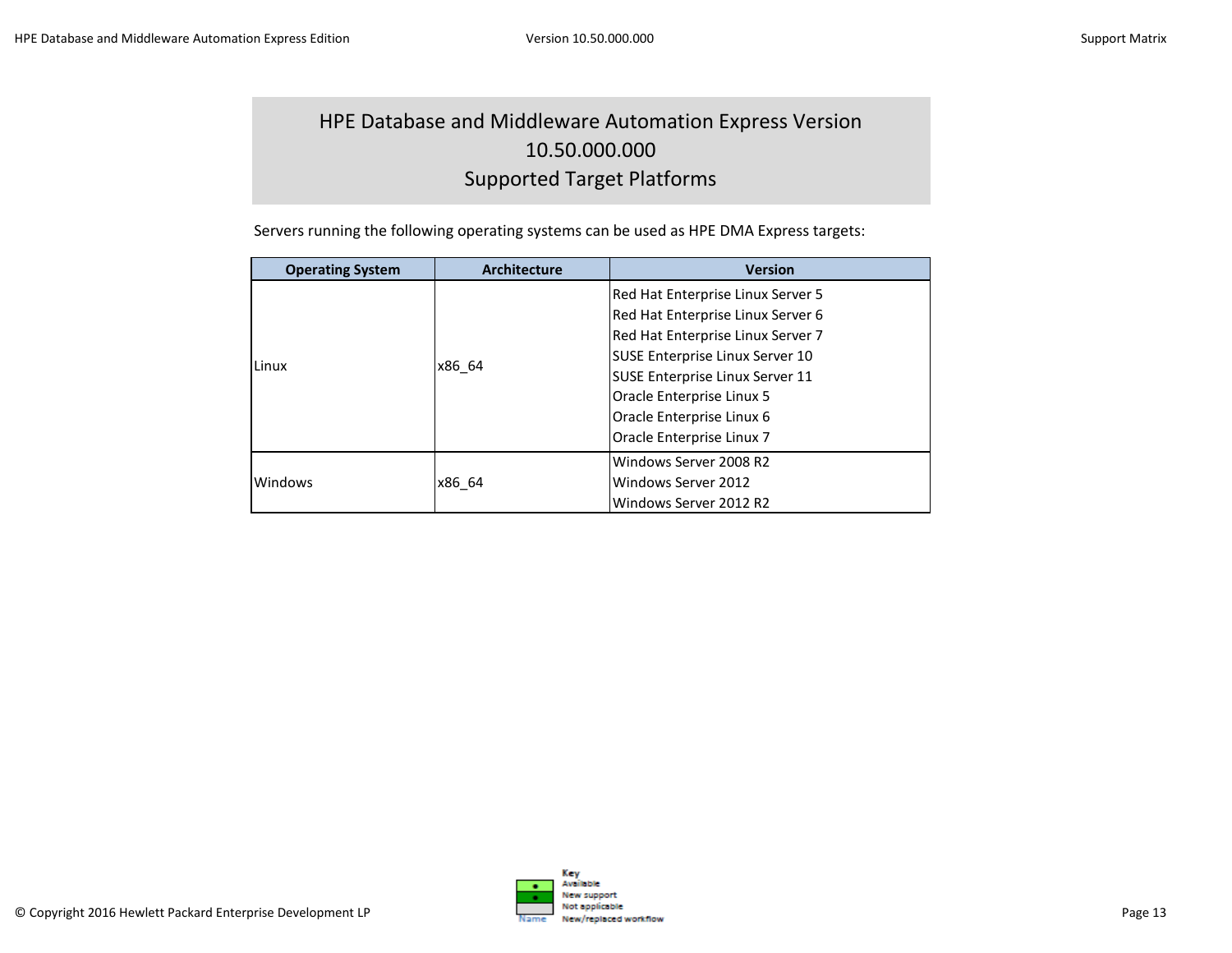# HPE Database and Middleware Automation Express Version 10.50.000.000 Supported Target Platforms

Servers running the following operating systems can be used as HPE DMA Express targets:

| Operating System | Architecture | Version |
|---|---|---|
| Linux | x86_64 | Red Hat Enterprise Linux Server 5<br>Red Hat Enterprise Linux Server 6<br>Red Hat Enterprise Linux Server 7<br>SUSE Enterprise Linux Server 10<br>SUSE Enterprise Linux Server 11<br>Oracle Enterprise Linux 5<br>Oracle Enterprise Linux 6<br>Oracle Enterprise Linux 7 |
| Windows | x86_64 | Windows Server 2008 R2<br>Windows Server 2012<br>Windows Server 2012 R2 |

Key
- Available
- New support
- Not applicable
- New/replaced workflow